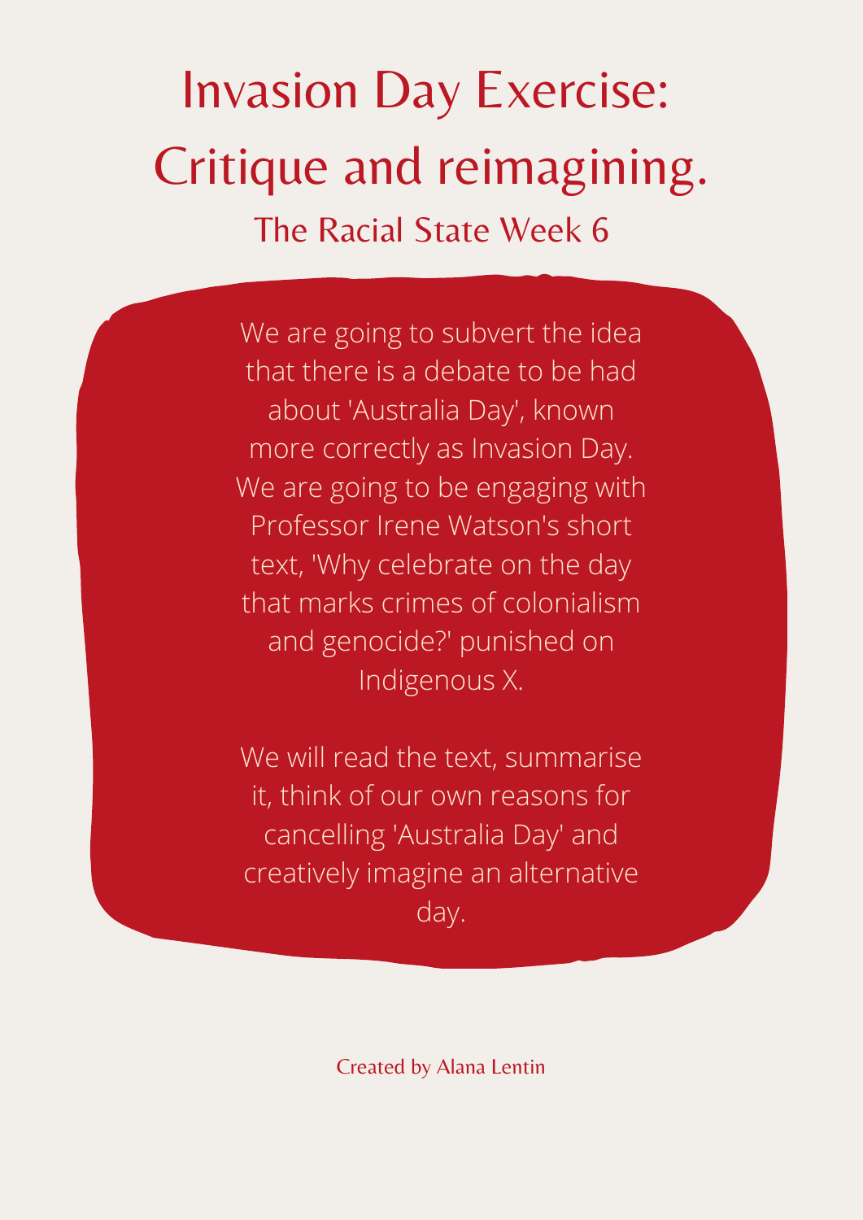# Invasion Day Exercise: Critique and reimagining.

## The Racial State Week 6

We are going to subvert the idea that there is a debate to be had about 'Australia Day', known more correctly as Invasion Day. We are going to be engaging with Professor Irene Watson's short text, 'Why celebrate on the day that marks crimes of colonialism and genocide?' punished on Indigenous X.

We will read the text, summarise it, think of our own reasons for cancelling 'Australia Day' and creatively imagine an alternative day.

Created by Alana Lentin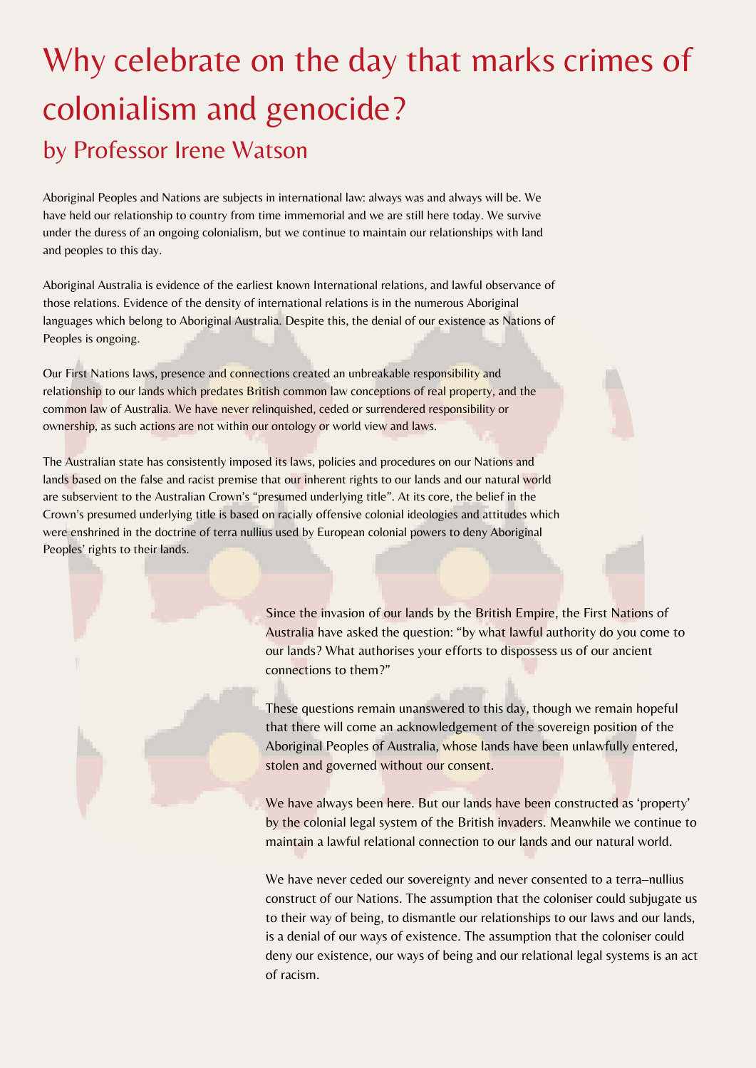# Why celebrate on the day that marks crimes of colonialism and genocide?

## by Professor Irene Watson

Aboriginal Peoples and Nations are subjects in international law: always was and always will be. We have held our relationship to country from time immemorial and we are still here today. We survive under the duress of an ongoing colonialism, but we continue to maintain our relationships with land and peoples to this day.

Aboriginal Australia is evidence of the earliest known International relations, and lawful observance of those relations. Evidence of the density of international relations is in the numerous Aboriginal languages which belong to Aboriginal Australia. Despite this, the denial of our existence as Nations of Peoples is ongoing.

Our First Nations laws, presence and connections created an unbreakable responsibility and relationship to our lands which predates British common law conceptions of real property, and the common law of Australia. We have never relinquished, ceded or surrendered responsibility or ownership, as such actions are not within our ontology or world view and laws.

The Australian state has consistently imposed its laws, policies and procedures on our Nations and lands based on the false and racist premise that our inherent rights to our lands and our natural world are subservient to the Australian Crown's "presumed underlying title". At its core, the belief in the Crown's presumed underlying title is based on racially offensive colonial ideologies and attitudes which were enshrined in the doctrine of terra nullius used by European colonial powers to deny Aboriginal Peoples' rights to their lands.

Since the invasion of our lands by the British Empire, the First Nations of Australia have asked the question: "by what lawful authority do you come to our lands? What authorises your efforts to dispossess us of our ancient connections to them?"

These questions remain unanswered to this day, though we remain hopeful that there will come an acknowledgement of the sovereign position of the Aboriginal Peoples of Australia, whose lands have been unlawfully entered, stolen and governed without our consent.

We have always been here. But our lands have been constructed as 'property' by the colonial legal system of the British invaders. Meanwhile we continue to maintain a lawful relational connection to our lands and our natural world.

We have never ceded our sovereignty and never consented to a terra–nullius construct of our Nations. The assumption that the coloniser could subjugate us to their way of being, to dismantle our relationships to our laws and our lands, is a denial of our ways of existence. The assumption that the coloniser could deny our existence, our ways of being and our relational legal systems is an act of racism.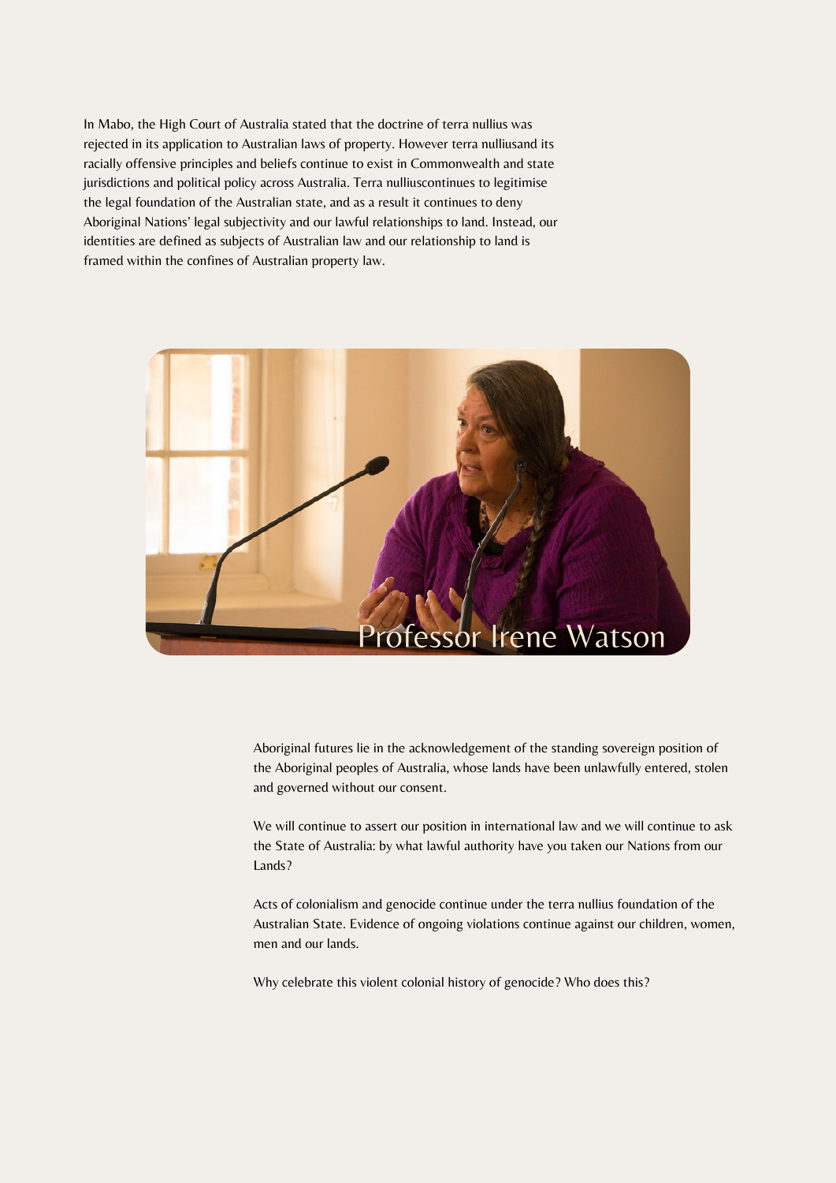In Mabo, the High Court of Australia stated that the doctrine of terra nullius was rejected in its application to Australian laws of property. However terra nulliusand its racially offensive principles and beliefs continue to exist in Commonwealth and state jurisdictions and political policy across Australia. Terra nulliuscontinues to legitimise the legal foundation of the Australian state, and as a result it continues to deny Aboriginal Nations' legal subjectivity and our lawful relationships to land. Instead, our identities are defined as subjects of Australian law and our relationship to land is framed within the confines of Australian property law.

Professor Irene Watson

Aboriginal futures lie in the acknowledgement of the standing sovereign position of the Aboriginal peoples of Australia, whose lands have been unlawfully entered, stolen and governed without our consent.

We will continue to assert our position in international law and we will continue to ask the State of Australia: by what lawful authority have you taken our Nations from our Lands?

Acts of colonialism and genocide continue under the terra nullius foundation of the Australian State. Evidence of ongoing violations continue against our children, women, men and our lands.

Why celebrate this violent colonial history of genocide? Who does this?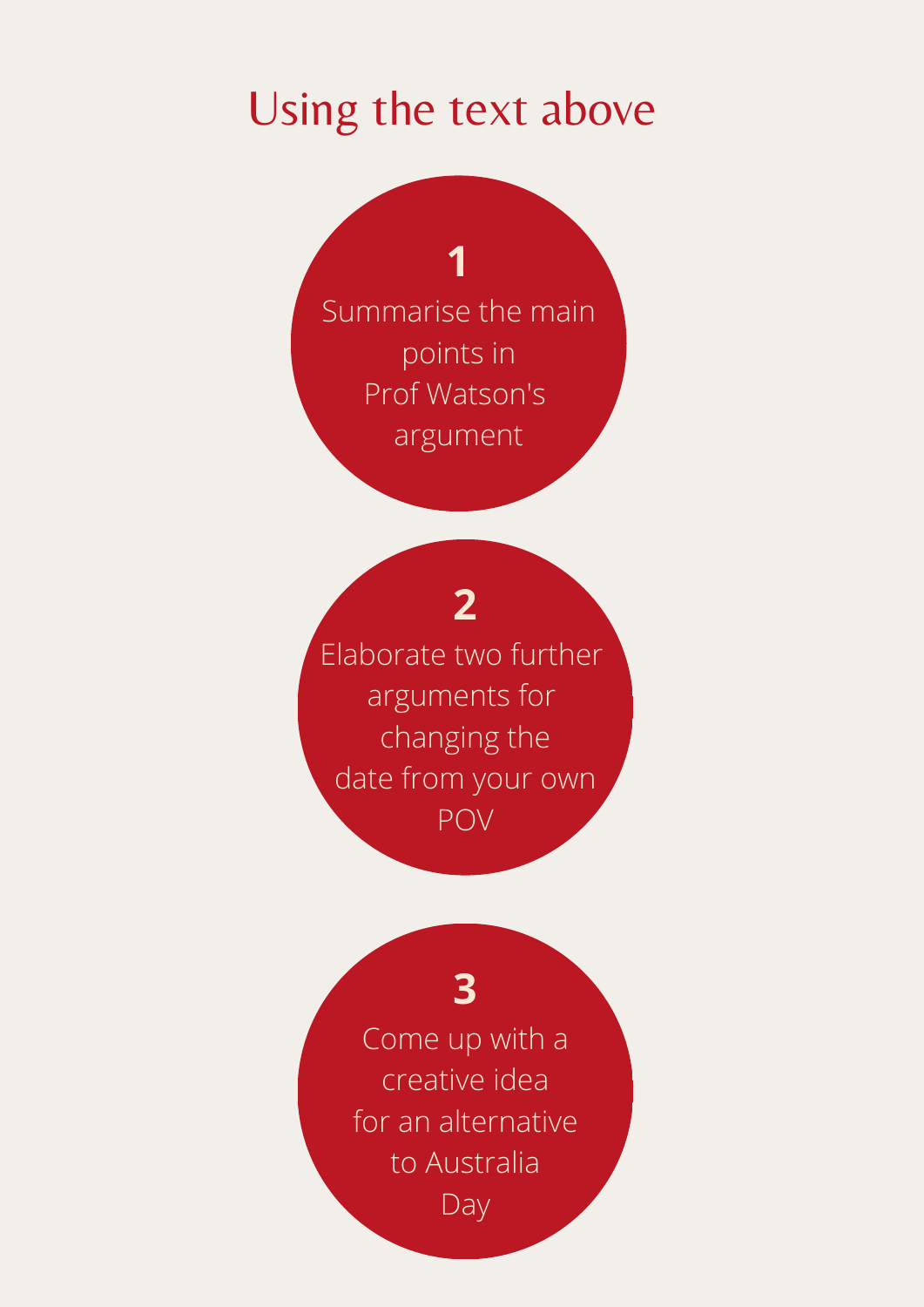# Using the text above

**1**

Summarise the main points in Prof Watson's argument

**2**

Elaborate two further arguments for changing the date from your own POV

**3**

Come up with a creative idea for an alternative to Australia Day